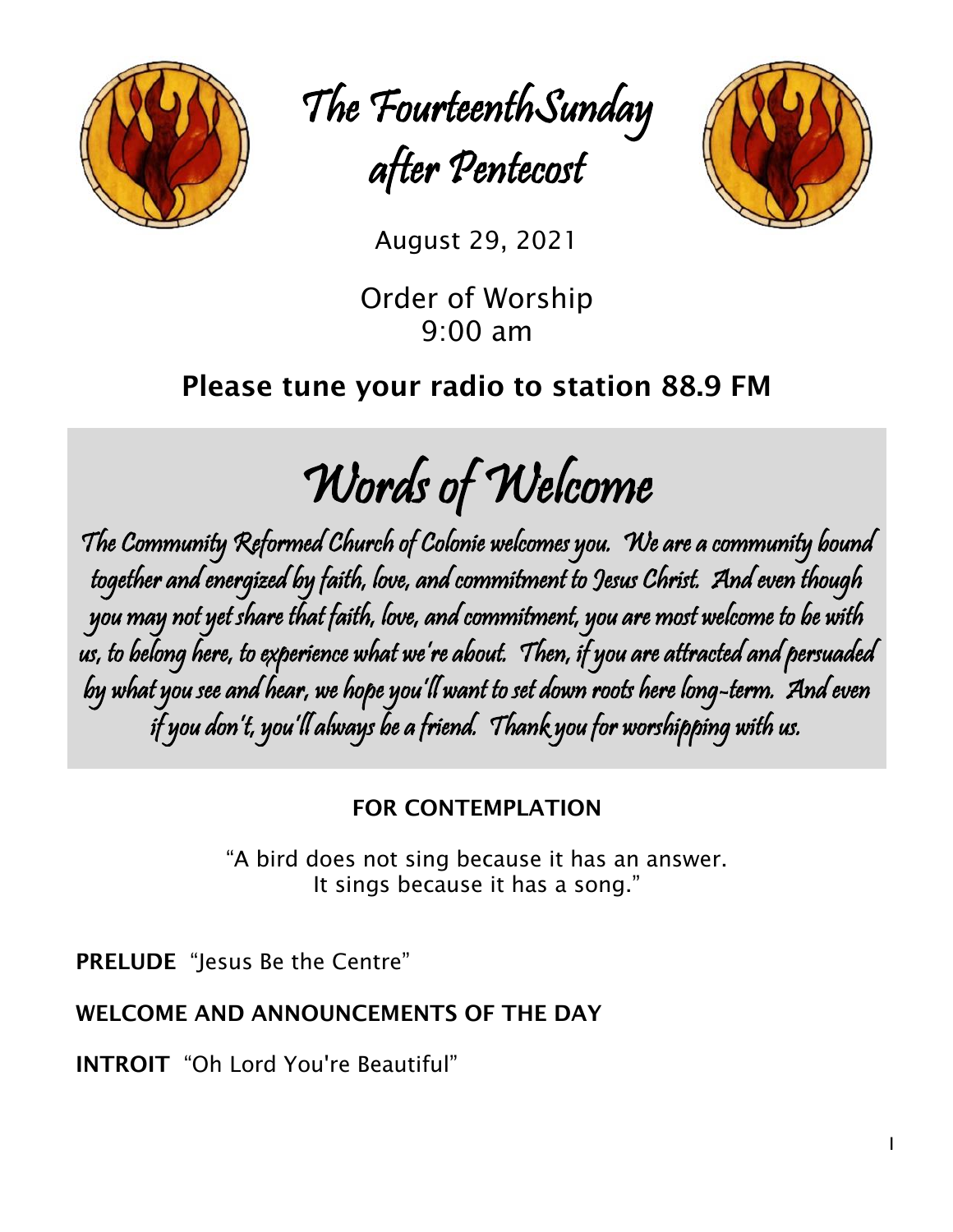# The Fourteenth Sunday after Pentecost

August 29, 2021

Order of Worship
9:00 am

**Please tune your radio to station 88.9 FM**

## Words of Welcome

The Community Reformed Church of Colonie welcomes you. We are a community bound together and energized by faith, love, and commitment to Jesus Christ. And even though you may not yet share that faith, love, and commitment, you are most welcome to be with us, to belong here, to experience what we're about. Then, if you are attracted and persuaded by what you see and hear, we hope you'll want to set down roots here long-term. And even if you don't, you'll always be a friend. Thank you for worshipping with us.

**FOR CONTEMPLATION**

"A bird does not sing because it has an answer.
It sings because it has a song."

**PRELUDE** "Jesus Be the Centre"

**WELCOME AND ANNOUNCEMENTS OF THE DAY**

**INTROIT** "Oh Lord You're Beautiful"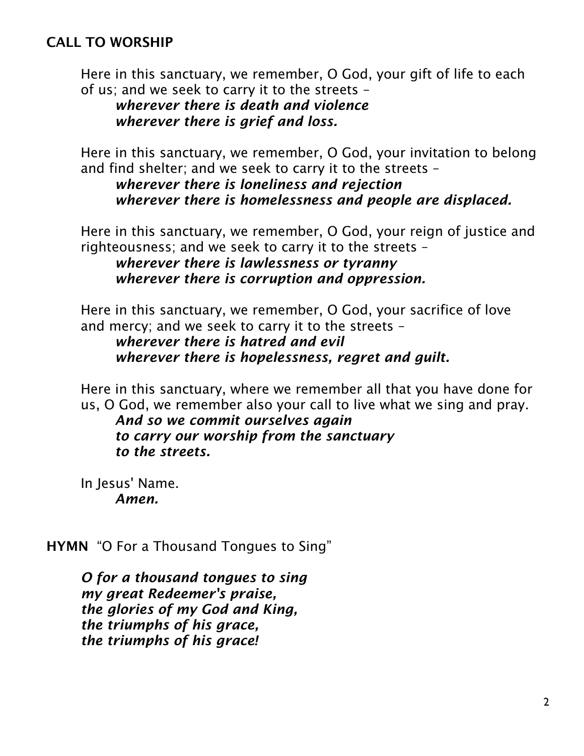## CALL TO WORSHIP

Here in this sanctuary, we remember, O God, your gift of life to each of us; and we seek to carry it to the streets –
***wherever there is death and violence***
***wherever there is grief and loss.***

Here in this sanctuary, we remember, O God, your invitation to belong and find shelter; and we seek to carry it to the streets –
***wherever there is loneliness and rejection***
***wherever there is homelessness and people are displaced.***

Here in this sanctuary, we remember, O God, your reign of justice and righteousness; and we seek to carry it to the streets –
***wherever there is lawlessness or tyranny***
***wherever there is corruption and oppression.***

Here in this sanctuary, we remember, O God, your sacrifice of love and mercy; and we seek to carry it to the streets –
***wherever there is hatred and evil***
***wherever there is hopelessness, regret and guilt.***

Here in this sanctuary, where we remember all that you have done for us, O God, we remember also your call to live what we sing and pray.
***And so we commit ourselves again***
***to carry our worship from the sanctuary***
***to the streets.***

In Jesus' Name.
***Amen.***

**HYMN** "O For a Thousand Tongues to Sing"

***O for a thousand tongues to sing***
***my great Redeemer's praise,***
***the glories of my God and King,***
***the triumphs of his grace,***
***the triumphs of his grace!***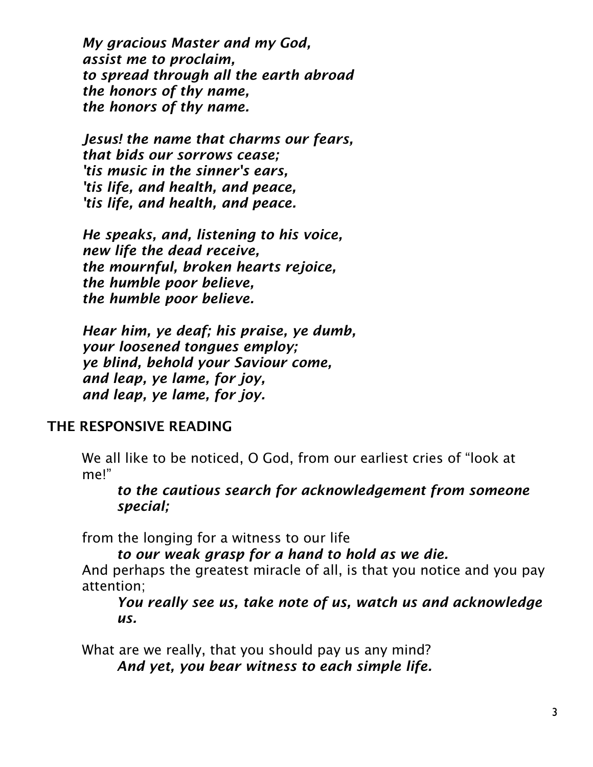*My gracious Master and my God,*
*assist me to proclaim,*
*to spread through all the earth abroad*
*the honors of thy name,*
*the honors of thy name.*

*Jesus! the name that charms our fears,*
*that bids our sorrows cease;*
*'tis music in the sinner's ears,*
*'tis life, and health, and peace,*
*'tis life, and health, and peace.*

*He speaks, and, listening to his voice,*
*new life the dead receive,*
*the mournful, broken hearts rejoice,*
*the humble poor believe,*
*the humble poor believe.*

*Hear him, ye deaf; his praise, ye dumb,*
*your loosened tongues employ;*
*ye blind, behold your Saviour come,*
*and leap, ye lame, for joy,*
*and leap, ye lame, for joy.*

## THE RESPONSIVE READING

We all like to be noticed, O God, from our earliest cries of "look at me!"

> ***to the cautious search for acknowledgement from someone special;***

from the longing for a witness to our life

> ***to our weak grasp for a hand to hold as we die.***

And perhaps the greatest miracle of all, is that you notice and you pay attention;

> ***You really see us, take note of us, watch us and acknowledge us.***

What are we really, that you should pay us any mind?

> ***And yet, you bear witness to each simple life.***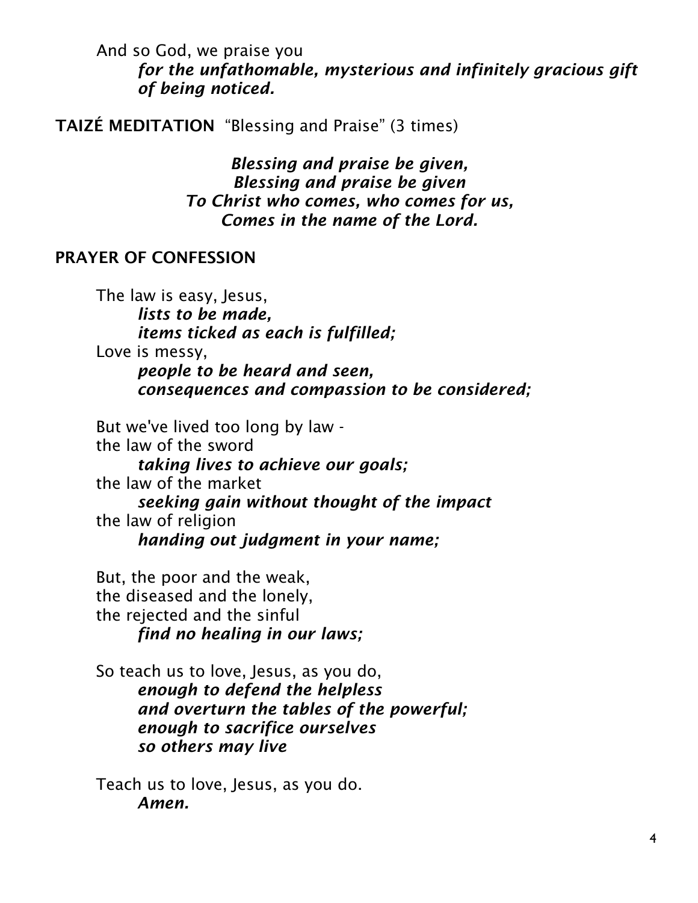And so God, we praise you
*for the unfathomable, mysterious and infinitely gracious gift of being noticed.*

**TAIZÉ MEDITATION** "Blessing and Praise" (3 times)

*Blessing and praise be given,*
*Blessing and praise be given*
*To Christ who comes, who comes for us,*
*Comes in the name of the Lord.*

## PRAYER OF CONFESSION

The law is easy, Jesus,
*lists to be made,*
*items ticked as each is fulfilled;*
Love is messy,
*people to be heard and seen,*
*consequences and compassion to be considered;*

But we've lived too long by law -
the law of the sword
*taking lives to achieve our goals;*
the law of the market
*seeking gain without thought of the impact*
the law of religion
*handing out judgment in your name;*

But, the poor and the weak,
the diseased and the lonely,
the rejected and the sinful
*find no healing in our laws;*

So teach us to love, Jesus, as you do,
*enough to defend the helpless*
*and overturn the tables of the powerful;*
*enough to sacrifice ourselves*
*so others may live*

Teach us to love, Jesus, as you do.
*Amen.*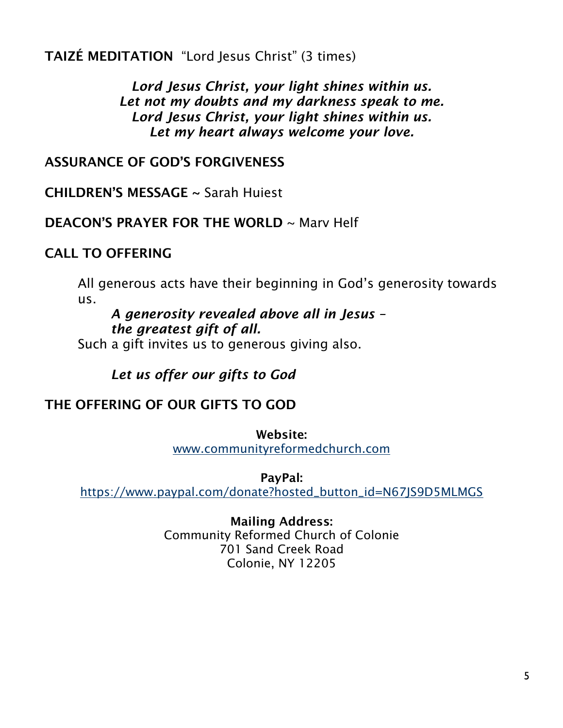**TAIZÉ MEDITATION** "Lord Jesus Christ" (3 times)

***Lord Jesus Christ, your light shines within us.***
***Let not my doubts and my darkness speak to me.***
***Lord Jesus Christ, your light shines within us.***
***Let my heart always welcome your love.***

**ASSURANCE OF GOD'S FORGIVENESS**

**CHILDREN'S MESSAGE** ~ Sarah Huiest

**DEACON'S PRAYER FOR THE WORLD** ~ Marv Helf

**CALL TO OFFERING**

All generous acts have their beginning in God's generosity towards us.

***A generosity revealed above all in Jesus –***
***the greatest gift of all.***

Such a gift invites us to generous giving also.

***Let us offer our gifts to God***

**THE OFFERING OF OUR GIFTS TO GOD**

**Website:**
www.communityreformedchurch.com

**PayPal:**
https://www.paypal.com/donate?hosted_button_id=N67JS9D5MLMGS

**Mailing Address:**
Community Reformed Church of Colonie
701 Sand Creek Road
Colonie, NY 12205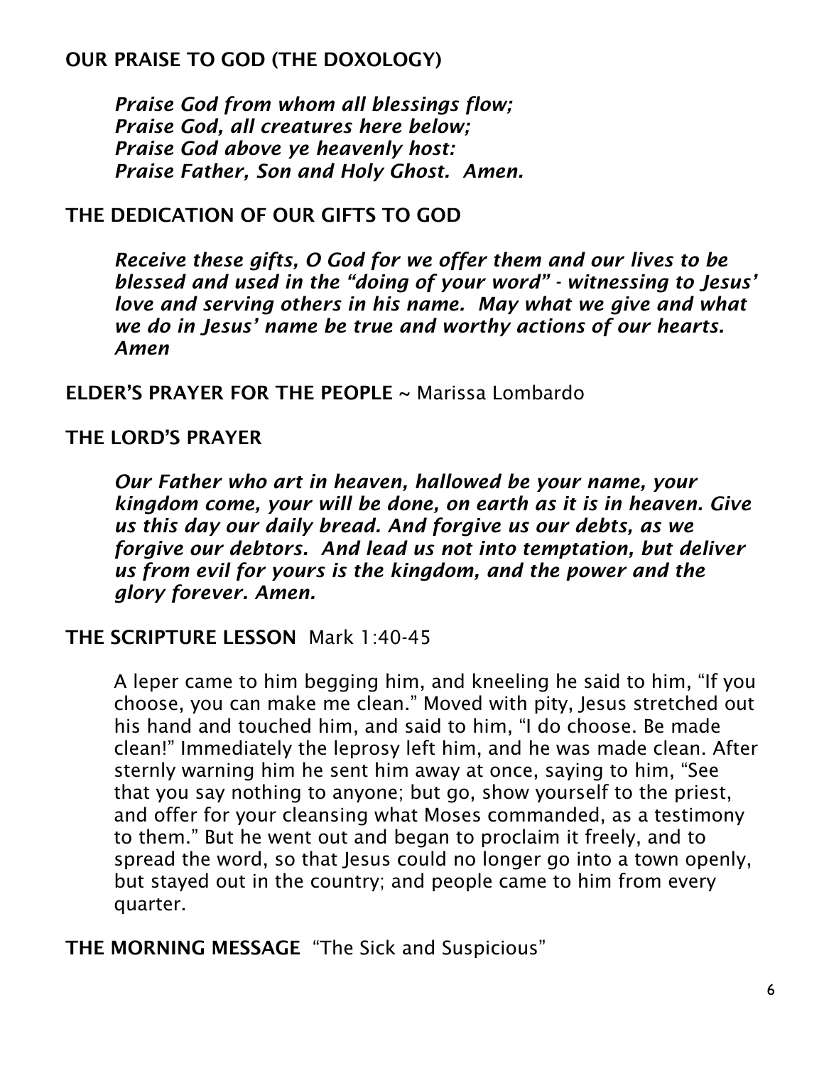**OUR PRAISE TO GOD (THE DOXOLOGY)**

***Praise God from whom all blessings flow;***
***Praise God, all creatures here below;***
***Praise God above ye heavenly host:***
***Praise Father, Son and Holy Ghost. Amen.***

**THE DEDICATION OF OUR GIFTS TO GOD**

***Receive these gifts, O God for we offer them and our lives to be blessed and used in the "doing of your word" - witnessing to Jesus' love and serving others in his name. May what we give and what we do in Jesus' name be true and worthy actions of our hearts. Amen***

**ELDER'S PRAYER FOR THE PEOPLE** ~ Marissa Lombardo

**THE LORD'S PRAYER**

***Our Father who art in heaven, hallowed be your name, your kingdom come, your will be done, on earth as it is in heaven. Give us this day our daily bread. And forgive us our debts, as we forgive our debtors. And lead us not into temptation, but deliver us from evil for yours is the kingdom, and the power and the glory forever. Amen.***

**THE SCRIPTURE LESSON** Mark 1:40-45

A leper came to him begging him, and kneeling he said to him, "If you choose, you can make me clean." Moved with pity, Jesus stretched out his hand and touched him, and said to him, "I do choose. Be made clean!" Immediately the leprosy left him, and he was made clean. After sternly warning him he sent him away at once, saying to him, "See that you say nothing to anyone; but go, show yourself to the priest, and offer for your cleansing what Moses commanded, as a testimony to them." But he went out and began to proclaim it freely, and to spread the word, so that Jesus could no longer go into a town openly, but stayed out in the country; and people came to him from every quarter.

**THE MORNING MESSAGE** "The Sick and Suspicious"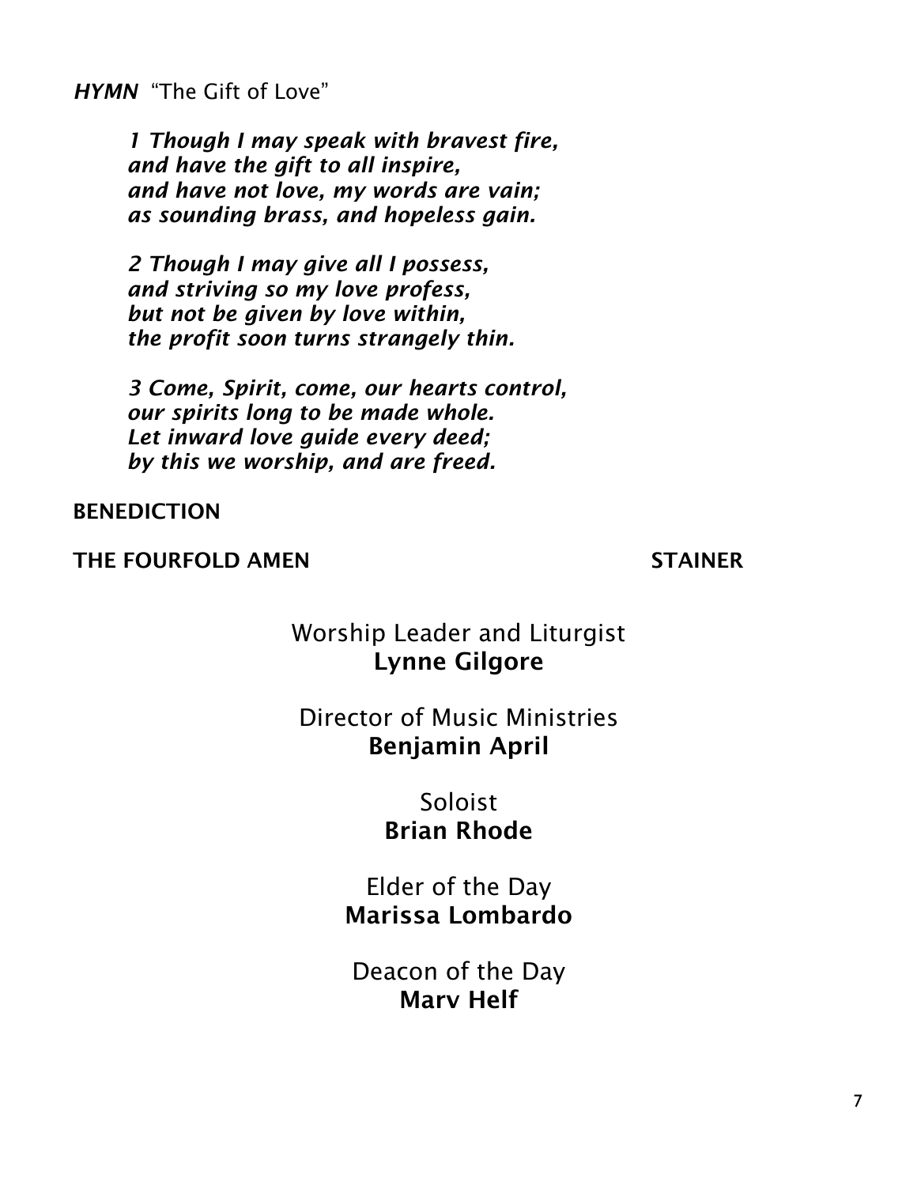***HYMN*** “The Gift of Love”

> ***1 Though I may speak with bravest fire,***
> ***and have the gift to all inspire,***
> ***and have not love, my words are vain;***
> ***as sounding brass, and hopeless gain.***
>
> ***2 Though I may give all I possess,***
> ***and striving so my love profess,***
> ***but not be given by love within,***
> ***the profit soon turns strangely thin.***
>
> ***3 Come, Spirit, come, our hearts control,***
> ***our spirits long to be made whole.***
> ***Let inward love guide every deed;***
> ***by this we worship, and are freed.***

**BENEDICTION**

**THE FOURFOLD AMEN** **STAINER**

Worship Leader and Liturgist
**Lynne Gilgore**

Director of Music Ministries
**Benjamin April**

Soloist
**Brian Rhode**

Elder of the Day
**Marissa Lombardo**

Deacon of the Day
**Marv Helf**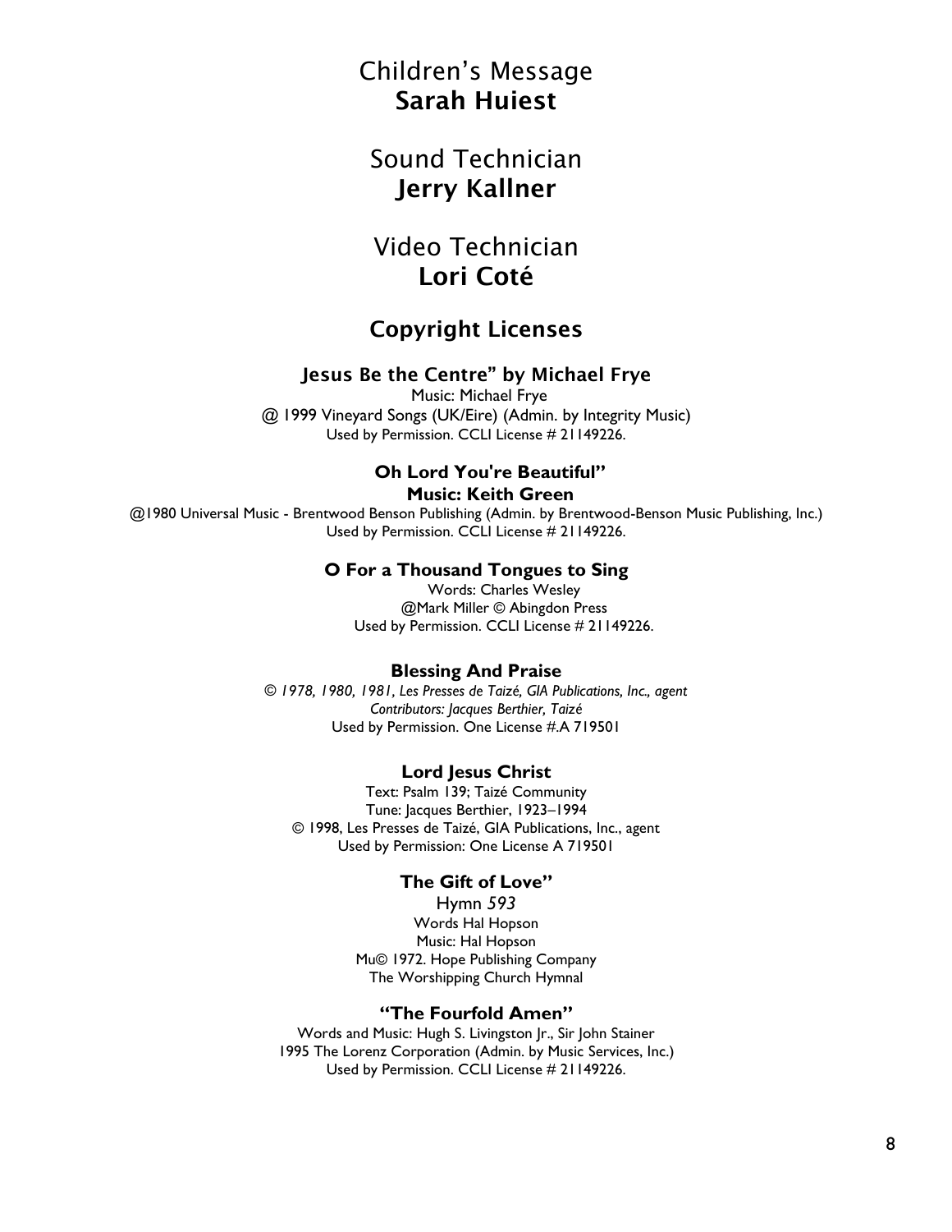Children's Message
**Sarah Huiest**

Sound Technician
**Jerry Kallner**

Video Technician
**Lori Coté**

## Copyright Licenses

### Jesus Be the Centre" by Michael Frye

Music: Michael Frye
@ 1999 Vineyard Songs (UK/Eire) (Admin. by Integrity Music)
Used by Permission. CCLI License # 21149226.

**Oh Lord You're Beautiful"**
**Music: Keith Green**
@1980 Universal Music - Brentwood Benson Publishing (Admin. by Brentwood-Benson Music Publishing, Inc.)
Used by Permission. CCLI License # 21149226.

**O For a Thousand Tongues to Sing**
Words: Charles Wesley
@Mark Miller © Abingdon Press
Used by Permission. CCLI License # 21149226.

**Blessing And Praise**
*© 1978, 1980, 1981, Les Presses de Taizé, GIA Publications, Inc., agent*
*Contributors: Jacques Berthier, Taizé*
Used by Permission. One License #.A 719501

**Lord Jesus Christ**
Text: Psalm 139; Taizé Community
Tune: Jacques Berthier, 1923–1994
© 1998, Les Presses de Taizé, GIA Publications, Inc., agent
Used by Permission: One License A 719501

**The Gift of Love"**
Hymn *593*
Words Hal Hopson
Music: Hal Hopson
Mu© 1972. Hope Publishing Company
The Worshipping Church Hymnal

**"The Fourfold Amen"**
Words and Music: Hugh S. Livingston Jr., Sir John Stainer
1995 The Lorenz Corporation (Admin. by Music Services, Inc.)
Used by Permission. CCLI License # 21149226.